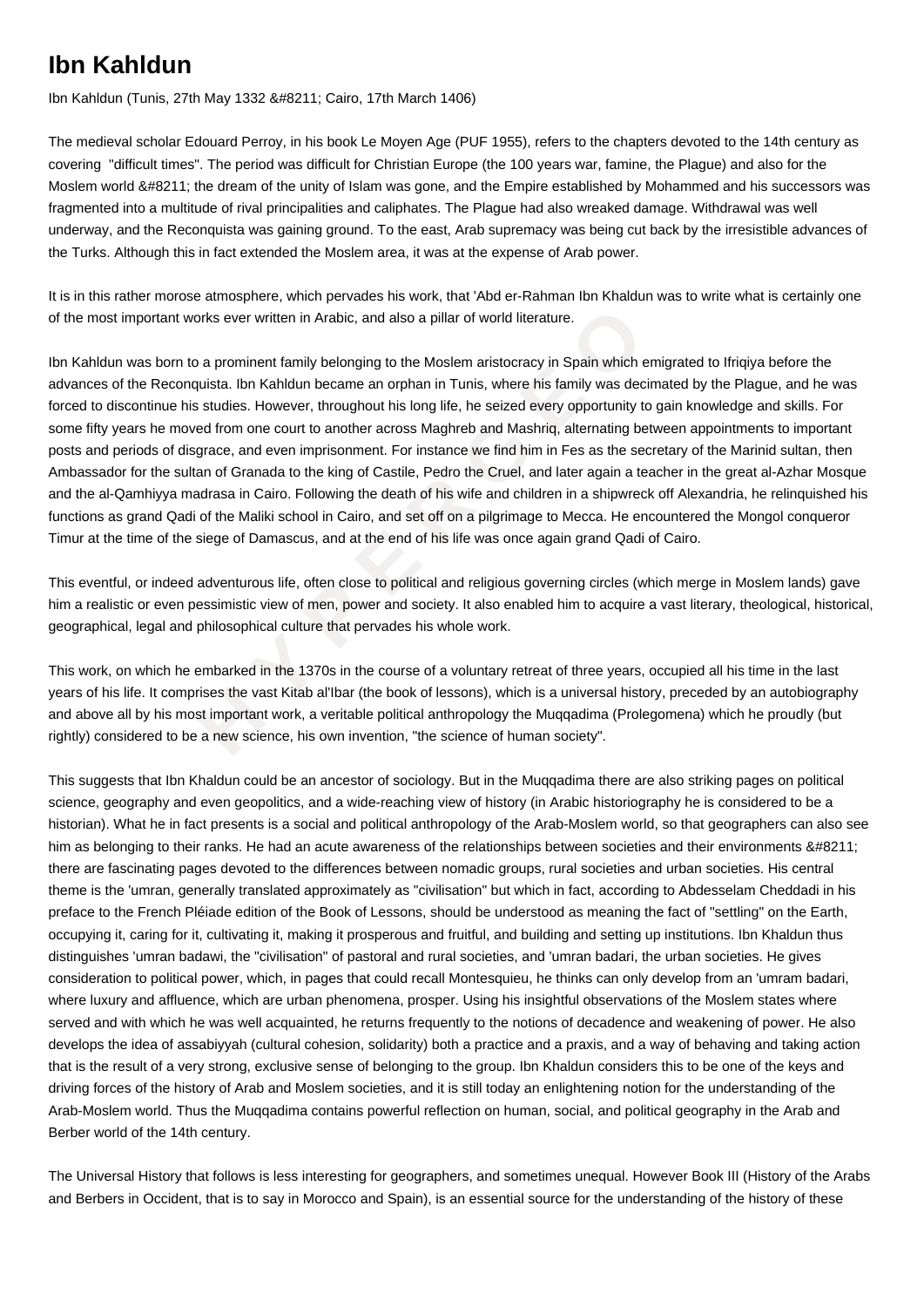# Ibn Kahldun

Ibn Kahldun (Tunis, 27th May 1332 &#8211; Cairo, 17th March 1406)

The medieval scholar Edouard Perroy, in his book Le Moyen Age (PUF 1955), refers to the chapters devoted to the 14th century as covering "difficult times". The period was difficult for Christian Europe (the 100 years war, famine, the Plague) and also for the Moslem world &#8211; the dream of the unity of Islam was gone, and the Empire established by Mohammed and his successors was fragmented into a multitude of rival principalities and caliphates. The Plague had also wreaked damage. Withdrawal was well underway, and the Reconquista was gaining ground. To the east, Arab supremacy was being cut back by the irresistible advances of the Turks. Although this in fact extended the Moslem area, it was at the expense of Arab power.

It is in this rather morose atmosphere, which pervades his work, that 'Abd er-Rahman Ibn Khaldun was to write what is certainly one of the most important works ever written in Arabic, and also a pillar of world literature.

Ibn Kahldun was born to a prominent family belonging to the Moslem aristocracy in Spain which emigrated to Ifriqiya before the advances of the Reconquista. Ibn Kahldun became an orphan in Tunis, where his family was decimated by the Plague, and he was forced to discontinue his studies. However, throughout his long life, he seized every opportunity to gain knowledge and skills. For some fifty years he moved from one court to another across Maghreb and Mashriq, alternating between appointments to important posts and periods of disgrace, and even imprisonment. For instance we find him in Fes as the secretary of the Marinid sultan, then Ambassador for the sultan of Granada to the king of Castile, Pedro the Cruel, and later again a teacher in the great al-Azhar Mosque and the al-Qamhiyya madrasa in Cairo. Following the death of his wife and children in a shipwreck off Alexandria, he relinquished his functions as grand Qadi of the Maliki school in Cairo, and set off on a pilgrimage to Mecca. He encountered the Mongol conqueror Timur at the time of the siege of Damascus, and at the end of his life was once again grand Qadi of Cairo.

This eventful, or indeed adventurous life, often close to political and religious governing circles (which merge in Moslem lands) gave him a realistic or even pessimistic view of men, power and society. It also enabled him to acquire a vast literary, theological, historical, geographical, legal and philosophical culture that pervades his whole work.

This work, on which he embarked in the 1370s in the course of a voluntary retreat of three years, occupied all his time in the last years of his life. It comprises the vast Kitab al'Ibar (the book of lessons), which is a universal history, preceded by an autobiography and above all by his most important work, a veritable political anthropology the Muqqadima (Prolegomena) which he proudly (but rightly) considered to be a new science, his own invention, "the science of human society".

This suggests that Ibn Khaldun could be an ancestor of sociology. But in the Muqqadima there are also striking pages on political science, geography and even geopolitics, and a wide-reaching view of history (in Arabic historiography he is considered to be a historian). What he in fact presents is a social and political anthropology of the Arab-Moslem world, so that geographers can also see him as belonging to their ranks. He had an acute awareness of the relationships between societies and their environments &#8211; there are fascinating pages devoted to the differences between nomadic groups, rural societies and urban societies. His central theme is the 'umran, generally translated approximately as "civilisation" but which in fact, according to Abdesselam Cheddadi in his preface to the French Pléiade edition of the Book of Lessons, should be understood as meaning the fact of "settling" on the Earth, occupying it, caring for it, cultivating it, making it prosperous and fruitful, and building and setting up institutions. Ibn Khaldun thus distinguishes 'umran badawi, the "civilisation" of pastoral and rural societies, and 'umran badari, the urban societies. He gives consideration to political power, which, in pages that could recall Montesquieu, he thinks can only develop from an 'umram badari, where luxury and affluence, which are urban phenomena, prosper. Using his insightful observations of the Moslem states where served and with which he was well acquainted, he returns frequently to the notions of decadence and weakening of power. He also develops the idea of assabiyyah (cultural cohesion, solidarity) both a practice and a praxis, and a way of behaving and taking action that is the result of a very strong, exclusive sense of belonging to the group. Ibn Khaldun considers this to be one of the keys and driving forces of the history of Arab and Moslem societies, and it is still today an enlightening notion for the understanding of the Arab-Moslem world. Thus the Muqqadima contains powerful reflection on human, social, and political geography in the Arab and Berber world of the 14th century.

The Universal History that follows is less interesting for geographers, and sometimes unequal. However Book III (History of the Arabs and Berbers in Occident, that is to say in Morocco and Spain), is an essential source for the understanding of the history of these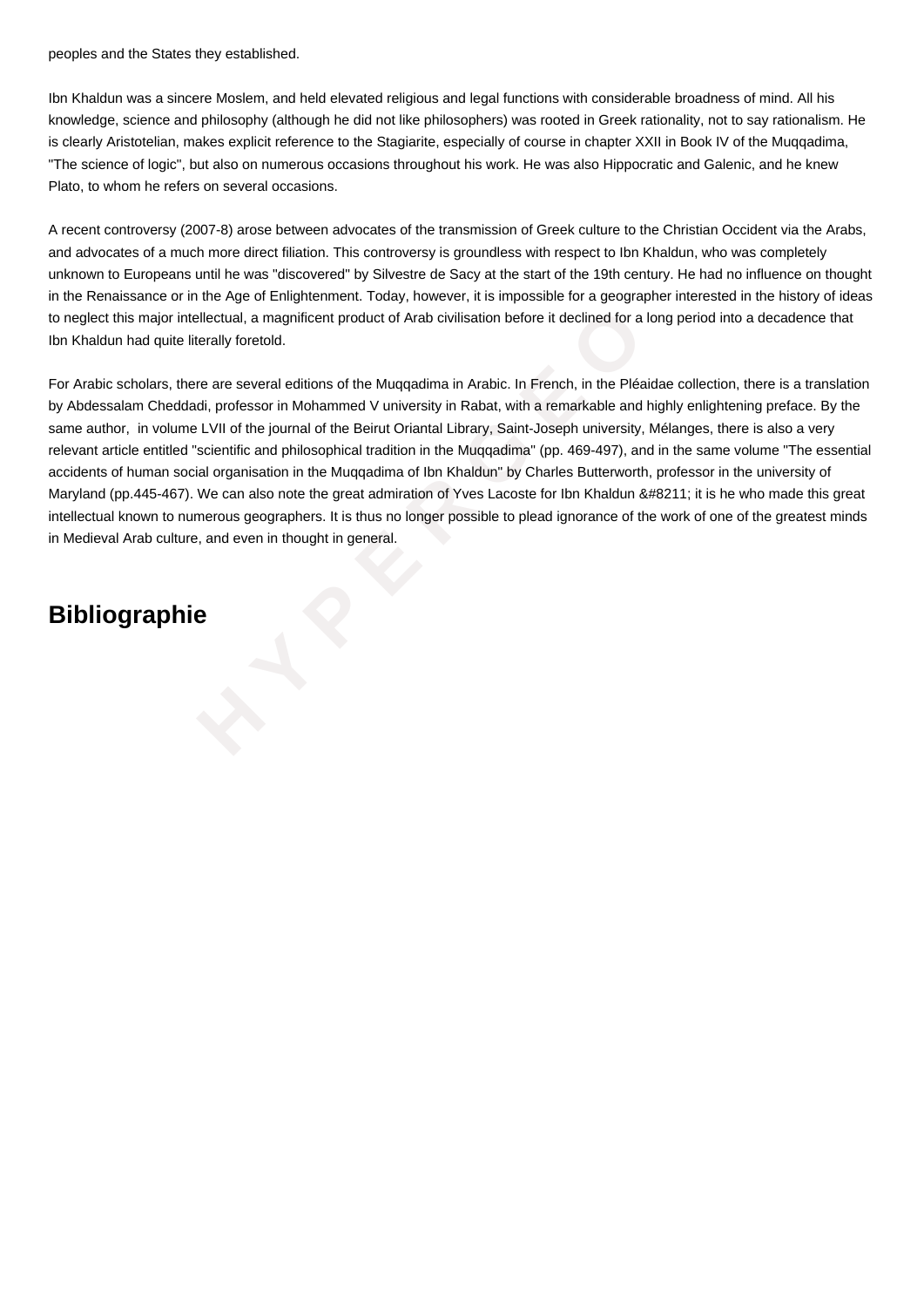peoples and the States they established.

Ibn Khaldun was a sincere Moslem, and held elevated religious and legal functions with considerable broadness of mind. All his knowledge, science and philosophy (although he did not like philosophers) was rooted in Greek rationality, not to say rationalism. He is clearly Aristotelian, makes explicit reference to the Stagiarite, especially of course in chapter XXII in Book IV of the Muqqadima, "The science of logic", but also on numerous occasions throughout his work. He was also Hippocratic and Galenic, and he knew Plato, to whom he refers on several occasions.

A recent controversy (2007-8) arose between advocates of the transmission of Greek culture to the Christian Occident via the Arabs, and advocates of a much more direct filiation. This controversy is groundless with respect to Ibn Khaldun, who was completely unknown to Europeans until he was "discovered" by Silvestre de Sacy at the start of the 19th century. He had no influence on thought in the Renaissance or in the Age of Enlightenment. Today, however, it is impossible for a geographer interested in the history of ideas to neglect this major intellectual, a magnificent product of Arab civilisation before it declined for a long period into a decadence that Ibn Khaldun had quite literally foretold.

For Arabic scholars, there are several editions of the Muqqadima in Arabic. In French, in the Pléaidae collection, there is a translation by Abdessalam Cheddadi, professor in Mohammed V university in Rabat, with a remarkable and highly enlightening preface. By the same author, in volume LVII of the journal of the Beirut Oriantal Library, Saint-Joseph university, Mélanges, there is also a very relevant article entitled "scientific and philosophical tradition in the Muqqadima" (pp. 469-497), and in the same volume "The essential accidents of human social organisation in the Muqqadima of Ibn Khaldun" by Charles Butterworth, professor in the university of Maryland (pp.445-467). We can also note the great admiration of Yves Lacoste for Ibn Khaldun &#8211; it is he who made this great intellectual known to numerous geographers. It is thus no longer possible to plead ignorance of the work of one of the greatest minds in Medieval Arab culture, and even in thought in general.

## Bibliographie